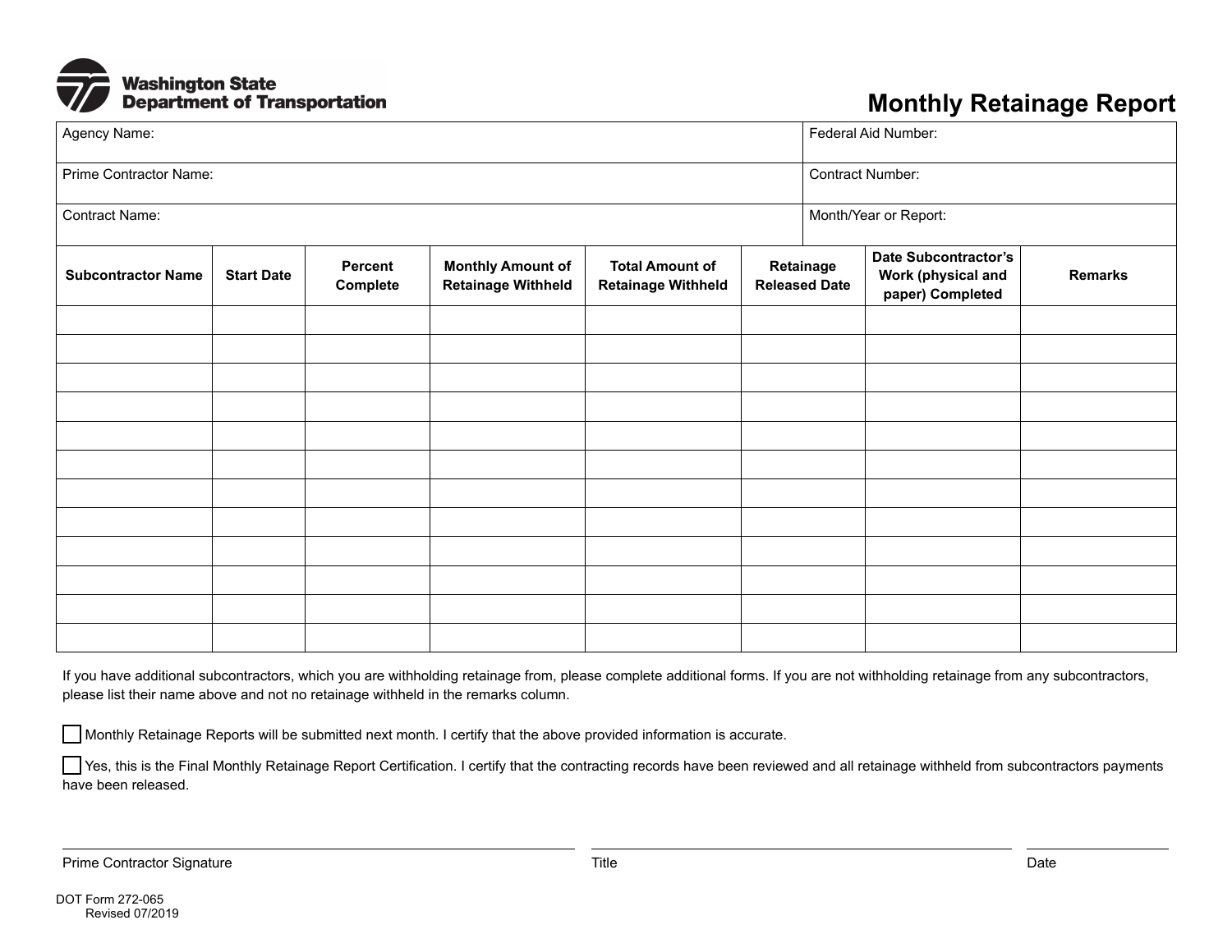Washington State Department of Transportation

# Monthly Retainage Report

| Agency Name: | Federal Aid Number: |
|---|---|
| Prime Contractor Name: | Contract Number: |
| Contract Name: | Month/Year or Report: |

| Subcontractor Name | Start Date | Percent Complete | Monthly Amount of Retainage Withheld | Total Amount of Retainage Withheld | Retainage Released Date | Date Subcontractor's Work (physical and paper) Completed | Remarks |
|---|---|---|---|---|---|---|---|
| | | | | | | | |
| | | | | | | | |
| | | | | | | | |
| | | | | | | | |
| | | | | | | | |
| | | | | | | | |
| | | | | | | | |
| | | | | | | | |
| | | | | | | | |
| | | | | | | | |
| | | | | | | | |
| | | | | | | | |

If you have additional subcontractors, which you are withholding retainage from, please complete additional forms. If you are not withholding retainage from any subcontractors, please list their name above and not no retainage withheld in the remarks column.

☐ Monthly Retainage Reports will be submitted next month. I certify that the above provided information is accurate.

☐ Yes, this is the Final Monthly Retainage Report Certification. I certify that the contracting records have been reviewed and all retainage withheld from subcontractors payments have been released.

Prime Contractor Signature ______________________ Title ______________________ Date ______________

DOT Form 272-065
Revised 07/2019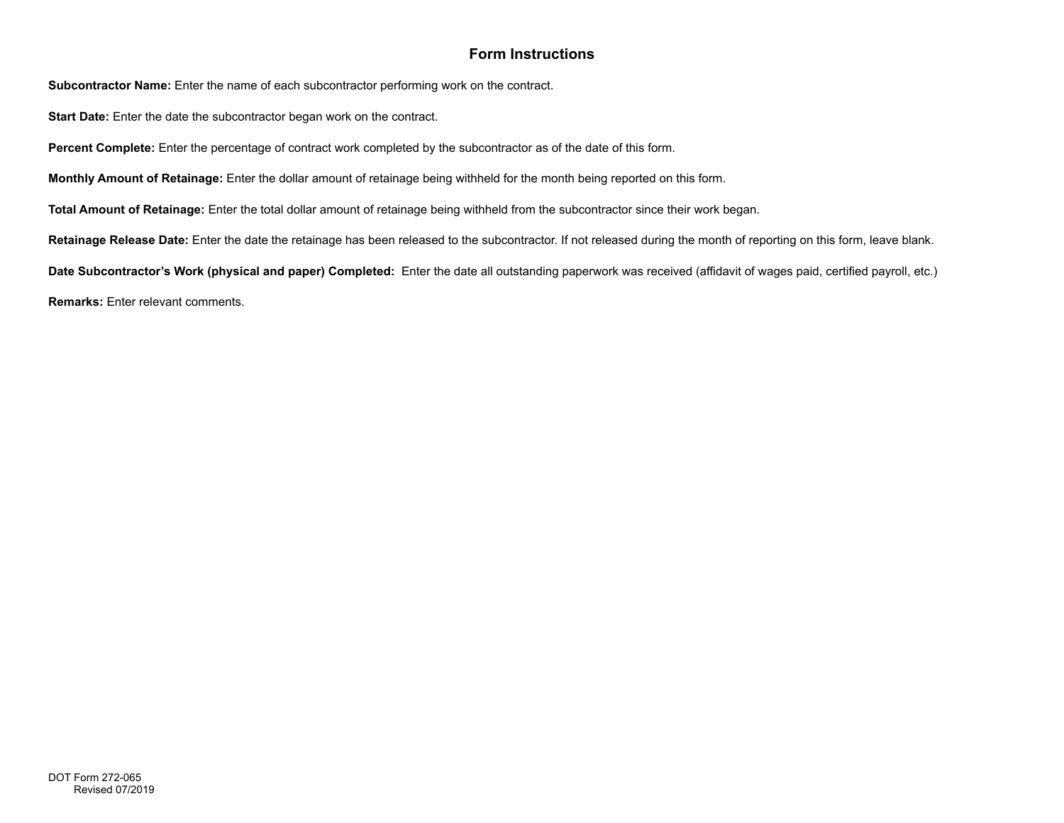## Form Instructions

**Subcontractor Name:** Enter the name of each subcontractor performing work on the contract.

**Start Date:** Enter the date the subcontractor began work on the contract.

**Percent Complete:** Enter the percentage of contract work completed by the subcontractor as of the date of this form.

**Monthly Amount of Retainage:** Enter the dollar amount of retainage being withheld for the month being reported on this form.

**Total Amount of Retainage:** Enter the total dollar amount of retainage being withheld from the subcontractor since their work began.

**Retainage Release Date:** Enter the date the retainage has been released to the subcontractor. If not released during the month of reporting on this form, leave blank.

**Date Subcontractor's Work (physical and paper) Completed:** Enter the date all outstanding paperwork was received (affidavit of wages paid, certified payroll, etc.)

**Remarks:** Enter relevant comments.

DOT Form 272-065
Revised 07/2019